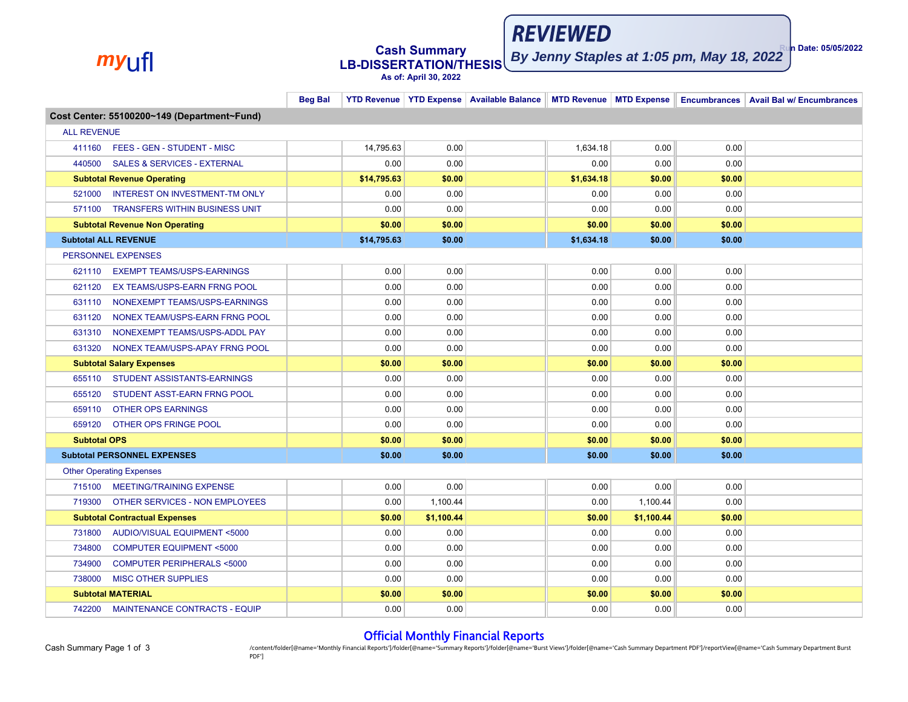myufl

# Cash Summary
## LB-DISSERTATION/THESIS
**As of: April 30, 2022**

**REVIEWED**
*By Jenny Staples at 1:05 pm, May 18, 2022*

Run Date: 05/05/2022

| | Beg Bal | YTD Revenue | YTD Expense | Available Balance | MTD Revenue | MTD Expense | Encumbrances | Avail Bal w/ Encumbrances |
|---|---|---|---|---|---|---|---|---|
| **Cost Center: 55100200~149 (Department~Fund)** | | | | | | | | |
| ALL REVENUE | | | | | | | | |
| 411160 FEES - GEN - STUDENT - MISC | | 14,795.63 | 0.00 | | 1,634.18 | 0.00 | 0.00 | |
| 440500 SALES & SERVICES - EXTERNAL | | 0.00 | 0.00 | | 0.00 | 0.00 | 0.00 | |
| **Subtotal Revenue Operating** | | **$14,795.63** | **$0.00** | | **$1,634.18** | **$0.00** | **$0.00** | |
| 521000 INTEREST ON INVESTMENT-TM ONLY | | 0.00 | 0.00 | | 0.00 | 0.00 | 0.00 | |
| 571100 TRANSFERS WITHIN BUSINESS UNIT | | 0.00 | 0.00 | | 0.00 | 0.00 | 0.00 | |
| **Subtotal Revenue Non Operating** | | **$0.00** | **$0.00** | | **$0.00** | **$0.00** | **$0.00** | |
| **Subtotal ALL REVENUE** | | **$14,795.63** | **$0.00** | | **$1,634.18** | **$0.00** | **$0.00** | |
| PERSONNEL EXPENSES | | | | | | | | |
| 621110 EXEMPT TEAMS/USPS-EARNINGS | | 0.00 | 0.00 | | 0.00 | 0.00 | 0.00 | |
| 621120 EX TEAMS/USPS-EARN FRNG POOL | | 0.00 | 0.00 | | 0.00 | 0.00 | 0.00 | |
| 631110 NONEXEMPT TEAMS/USPS-EARNINGS | | 0.00 | 0.00 | | 0.00 | 0.00 | 0.00 | |
| 631120 NONEX TEAM/USPS-EARN FRNG POOL | | 0.00 | 0.00 | | 0.00 | 0.00 | 0.00 | |
| 631310 NONEXEMPT TEAMS/USPS-ADDL PAY | | 0.00 | 0.00 | | 0.00 | 0.00 | 0.00 | |
| 631320 NONEX TEAM/USPS-APAY FRNG POOL | | 0.00 | 0.00 | | 0.00 | 0.00 | 0.00 | |
| **Subtotal Salary Expenses** | | **$0.00** | **$0.00** | | **$0.00** | **$0.00** | **$0.00** | |
| 655110 STUDENT ASSISTANTS-EARNINGS | | 0.00 | 0.00 | | 0.00 | 0.00 | 0.00 | |
| 655120 STUDENT ASST-EARN FRNG POOL | | 0.00 | 0.00 | | 0.00 | 0.00 | 0.00 | |
| 659110 OTHER OPS EARNINGS | | 0.00 | 0.00 | | 0.00 | 0.00 | 0.00 | |
| 659120 OTHER OPS FRINGE POOL | | 0.00 | 0.00 | | 0.00 | 0.00 | 0.00 | |
| **Subtotal OPS** | | **$0.00** | **$0.00** | | **$0.00** | **$0.00** | **$0.00** | |
| **Subtotal PERSONNEL EXPENSES** | | **$0.00** | **$0.00** | | **$0.00** | **$0.00** | **$0.00** | |
| Other Operating Expenses | | | | | | | | |
| 715100 MEETING/TRAINING EXPENSE | | 0.00 | 0.00 | | 0.00 | 0.00 | 0.00 | |
| 719300 OTHER SERVICES - NON EMPLOYEES | | 0.00 | 1,100.44 | | 0.00 | 1,100.44 | 0.00 | |
| **Subtotal Contractual Expenses** | | **$0.00** | **$1,100.44** | | **$0.00** | **$1,100.44** | **$0.00** | |
| 731800 AUDIO/VISUAL EQUIPMENT <5000 | | 0.00 | 0.00 | | 0.00 | 0.00 | 0.00 | |
| 734800 COMPUTER EQUIPMENT <5000 | | 0.00 | 0.00 | | 0.00 | 0.00 | 0.00 | |
| 734900 COMPUTER PERIPHERALS <5000 | | 0.00 | 0.00 | | 0.00 | 0.00 | 0.00 | |
| 738000 MISC OTHER SUPPLIES | | 0.00 | 0.00 | | 0.00 | 0.00 | 0.00 | |
| **Subtotal MATERIAL** | | **$0.00** | **$0.00** | | **$0.00** | **$0.00** | **$0.00** | |
| 742200 MAINTENANCE CONTRACTS - EQUIP | | 0.00 | 0.00 | | 0.00 | 0.00 | 0.00 | |

Official Monthly Financial Reports

/content/folder[@name='Monthly Financial Reports']/folder[@name='Summary Reports']/folder[@name='Burst Views']/folder[@name='Cash Summary Department PDF']/reportView[@name='Cash Summary Department Burst PDF']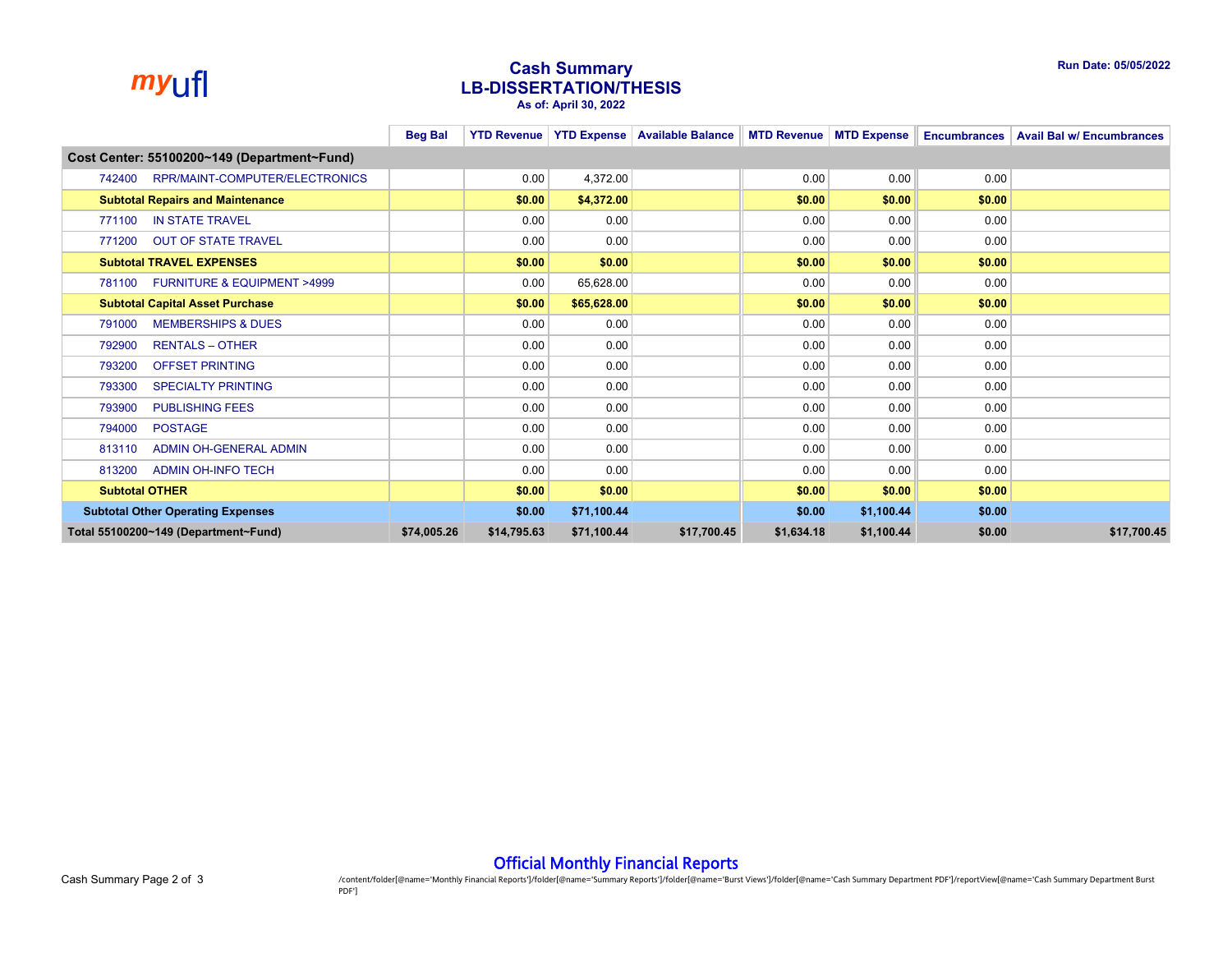# Cash Summary
## LB-DISSERTATION/THESIS
**As of: April 30, 2022**

**Run Date: 05/05/2022**

| | Beg Bal | YTD Revenue | YTD Expense | Available Balance | MTD Revenue | MTD Expense | Encumbrances | Avail Bal w/ Encumbrances |
|---|---|---|---|---|---|---|---|---|
| **Cost Center: 55100200~149 (Department~Fund)** | | | | | | | | |
| 742400 RPR/MAINT-COMPUTER/ELECTRONICS | | 0.00 | 4,372.00 | | 0.00 | 0.00 | 0.00 | |
| **Subtotal Repairs and Maintenance** | | **$0.00** | **$4,372.00** | | **$0.00** | **$0.00** | **$0.00** | |
| 771100 IN STATE TRAVEL | | 0.00 | 0.00 | | 0.00 | 0.00 | 0.00 | |
| 771200 OUT OF STATE TRAVEL | | 0.00 | 0.00 | | 0.00 | 0.00 | 0.00 | |
| **Subtotal TRAVEL EXPENSES** | | **$0.00** | **$0.00** | | **$0.00** | **$0.00** | **$0.00** | |
| 781100 FURNITURE & EQUIPMENT >4999 | | 0.00 | 65,628.00 | | 0.00 | 0.00 | 0.00 | |
| **Subtotal Capital Asset Purchase** | | **$0.00** | **$65,628.00** | | **$0.00** | **$0.00** | **$0.00** | |
| 791000 MEMBERSHIPS & DUES | | 0.00 | 0.00 | | 0.00 | 0.00 | 0.00 | |
| 792900 RENTALS – OTHER | | 0.00 | 0.00 | | 0.00 | 0.00 | 0.00 | |
| 793200 OFFSET PRINTING | | 0.00 | 0.00 | | 0.00 | 0.00 | 0.00 | |
| 793300 SPECIALTY PRINTING | | 0.00 | 0.00 | | 0.00 | 0.00 | 0.00 | |
| 793900 PUBLISHING FEES | | 0.00 | 0.00 | | 0.00 | 0.00 | 0.00 | |
| 794000 POSTAGE | | 0.00 | 0.00 | | 0.00 | 0.00 | 0.00 | |
| 813110 ADMIN OH-GENERAL ADMIN | | 0.00 | 0.00 | | 0.00 | 0.00 | 0.00 | |
| 813200 ADMIN OH-INFO TECH | | 0.00 | 0.00 | | 0.00 | 0.00 | 0.00 | |
| **Subtotal OTHER** | | **$0.00** | **$0.00** | | **$0.00** | **$0.00** | **$0.00** | |
| **Subtotal Other Operating Expenses** | | **$0.00** | **$71,100.44** | | **$0.00** | **$1,100.44** | **$0.00** | |
| **Total 55100200~149 (Department~Fund)** | **$74,005.26** | **$14,795.63** | **$71,100.44** | **$17,700.45** | **$1,634.18** | **$1,100.44** | **$0.00** | **$17,700.45** |

**Official Monthly Financial Reports**

/content/folder[@name='Monthly Financial Reports']/folder[@name='Summary Reports']/folder[@name='Burst Views']/folder[@name='Cash Summary Department PDF']/reportView[@name='Cash Summary Department Burst PDF']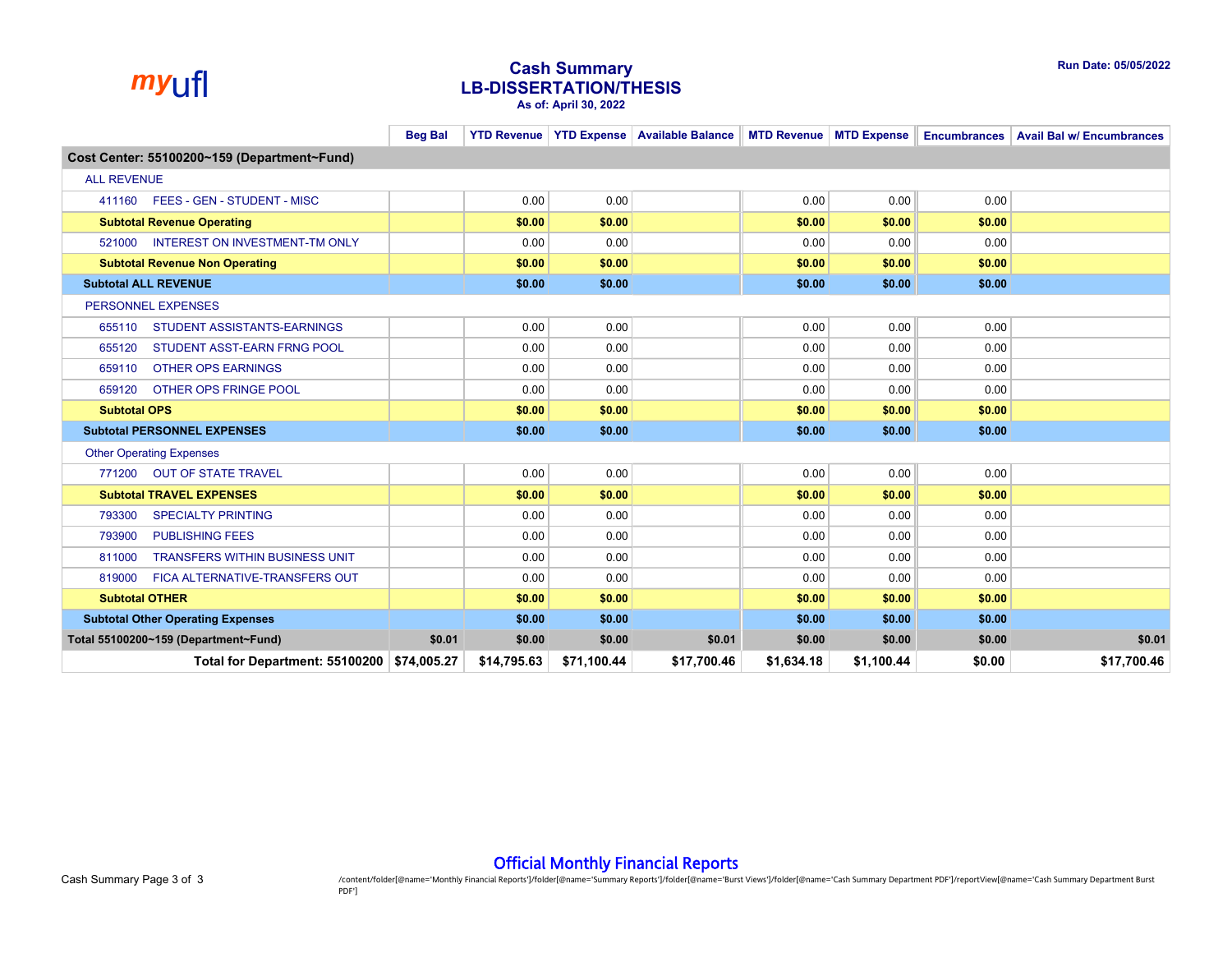myufl

# Cash Summary
## LB-DISSERTATION/THESIS
**As of: April 30, 2022**

**Run Date: 05/05/2022**

| | Beg Bal | YTD Revenue | YTD Expense | Available Balance | MTD Revenue | MTD Expense | Encumbrances | Avail Bal w/ Encumbrances |
|---|---|---|---|---|---|---|---|---|
| **Cost Center: 55100200~159 (Department~Fund)** | | | | | | | | |
| ALL REVENUE | | | | | | | | |
| 411160 FEES - GEN - STUDENT - MISC | | 0.00 | 0.00 | | 0.00 | 0.00 | 0.00 | |
| **Subtotal Revenue Operating** | | **$0.00** | **$0.00** | | **$0.00** | **$0.00** | **$0.00** | |
| 521000 INTEREST ON INVESTMENT-TM ONLY | | 0.00 | 0.00 | | 0.00 | 0.00 | 0.00 | |
| **Subtotal Revenue Non Operating** | | **$0.00** | **$0.00** | | **$0.00** | **$0.00** | **$0.00** | |
| **Subtotal ALL REVENUE** | | **$0.00** | **$0.00** | | **$0.00** | **$0.00** | **$0.00** | |
| PERSONNEL EXPENSES | | | | | | | | |
| 655110 STUDENT ASSISTANTS-EARNINGS | | 0.00 | 0.00 | | 0.00 | 0.00 | 0.00 | |
| 655120 STUDENT ASST-EARN FRNG POOL | | 0.00 | 0.00 | | 0.00 | 0.00 | 0.00 | |
| 659110 OTHER OPS EARNINGS | | 0.00 | 0.00 | | 0.00 | 0.00 | 0.00 | |
| 659120 OTHER OPS FRINGE POOL | | 0.00 | 0.00 | | 0.00 | 0.00 | 0.00 | |
| **Subtotal OPS** | | **$0.00** | **$0.00** | | **$0.00** | **$0.00** | **$0.00** | |
| **Subtotal PERSONNEL EXPENSES** | | **$0.00** | **$0.00** | | **$0.00** | **$0.00** | **$0.00** | |
| Other Operating Expenses | | | | | | | | |
| 771200 OUT OF STATE TRAVEL | | 0.00 | 0.00 | | 0.00 | 0.00 | 0.00 | |
| **Subtotal TRAVEL EXPENSES** | | **$0.00** | **$0.00** | | **$0.00** | **$0.00** | **$0.00** | |
| 793300 SPECIALTY PRINTING | | 0.00 | 0.00 | | 0.00 | 0.00 | 0.00 | |
| 793900 PUBLISHING FEES | | 0.00 | 0.00 | | 0.00 | 0.00 | 0.00 | |
| 811000 TRANSFERS WITHIN BUSINESS UNIT | | 0.00 | 0.00 | | 0.00 | 0.00 | 0.00 | |
| 819000 FICA ALTERNATIVE-TRANSFERS OUT | | 0.00 | 0.00 | | 0.00 | 0.00 | 0.00 | |
| **Subtotal OTHER** | | **$0.00** | **$0.00** | | **$0.00** | **$0.00** | **$0.00** | |
| **Subtotal Other Operating Expenses** | | **$0.00** | **$0.00** | | **$0.00** | **$0.00** | **$0.00** | |
| **Total 55100200~159 (Department~Fund)** | **$0.01** | **$0.00** | **$0.00** | **$0.01** | **$0.00** | **$0.00** | **$0.00** | **$0.01** |
| **Total for Department: 55100200** | **$74,005.27** | **$14,795.63** | **$71,100.44** | **$17,700.46** | **$1,634.18** | **$1,100.44** | **$0.00** | **$17,700.46** |

**Official Monthly Financial Reports**

/content/folder[@name='Monthly Financial Reports']/folder[@name='Summary Reports']/folder[@name='Burst Views']/folder[@name='Cash Summary Department PDF']/reportView[@name='Cash Summary Department Burst PDF']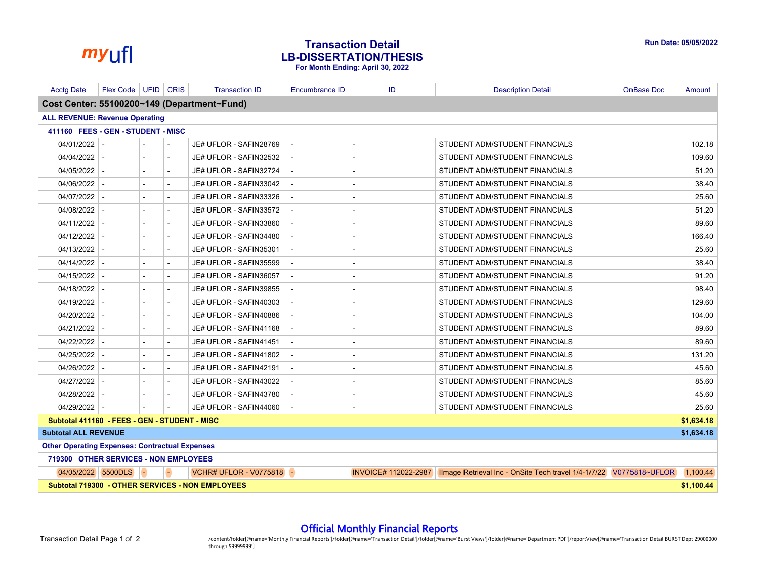# Transaction Detail
## LB-DISSERTATION/THESIS
**For Month Ending: April 30, 2022**

**Run Date: 05/05/2022**

| Acctg Date | Flex Code | UFID | CRIS | Transaction ID | Encumbrance ID | ID | Description Detail | OnBase Doc | Amount |
|---|---|---|---|---|---|---|---|---|---|
| **Cost Center: 55100200~149 (Department~Fund)** | | | | | | | | | |
| **ALL REVENUE: Revenue Operating** | | | | | | | | | |
| **411160 FEES - GEN - STUDENT - MISC** | | | | | | | | | |
| 04/01/2022 | - | - | - | JE# UFLOR - SAFIN28769 | - | - | STUDENT ADM/STUDENT FINANCIALS | | 102.18 |
| 04/04/2022 | - | - | - | JE# UFLOR - SAFIN32532 | - | - | STUDENT ADM/STUDENT FINANCIALS | | 109.60 |
| 04/05/2022 | - | - | - | JE# UFLOR - SAFIN32724 | - | - | STUDENT ADM/STUDENT FINANCIALS | | 51.20 |
| 04/06/2022 | - | - | - | JE# UFLOR - SAFIN33042 | - | - | STUDENT ADM/STUDENT FINANCIALS | | 38.40 |
| 04/07/2022 | - | - | - | JE# UFLOR - SAFIN33326 | - | - | STUDENT ADM/STUDENT FINANCIALS | | 25.60 |
| 04/08/2022 | - | - | - | JE# UFLOR - SAFIN33572 | - | - | STUDENT ADM/STUDENT FINANCIALS | | 51.20 |
| 04/11/2022 | - | - | - | JE# UFLOR - SAFIN33860 | - | - | STUDENT ADM/STUDENT FINANCIALS | | 89.60 |
| 04/12/2022 | - | - | - | JE# UFLOR - SAFIN34480 | - | - | STUDENT ADM/STUDENT FINANCIALS | | 166.40 |
| 04/13/2022 | - | - | - | JE# UFLOR - SAFIN35301 | - | - | STUDENT ADM/STUDENT FINANCIALS | | 25.60 |
| 04/14/2022 | - | - | - | JE# UFLOR - SAFIN35599 | - | - | STUDENT ADM/STUDENT FINANCIALS | | 38.40 |
| 04/15/2022 | - | - | - | JE# UFLOR - SAFIN36057 | - | - | STUDENT ADM/STUDENT FINANCIALS | | 91.20 |
| 04/18/2022 | - | - | - | JE# UFLOR - SAFIN39855 | - | - | STUDENT ADM/STUDENT FINANCIALS | | 98.40 |
| 04/19/2022 | - | - | - | JE# UFLOR - SAFIN40303 | - | - | STUDENT ADM/STUDENT FINANCIALS | | 129.60 |
| 04/20/2022 | - | - | - | JE# UFLOR - SAFIN40886 | - | - | STUDENT ADM/STUDENT FINANCIALS | | 104.00 |
| 04/21/2022 | - | - | - | JE# UFLOR - SAFIN41168 | - | - | STUDENT ADM/STUDENT FINANCIALS | | 89.60 |
| 04/22/2022 | - | - | - | JE# UFLOR - SAFIN41451 | - | - | STUDENT ADM/STUDENT FINANCIALS | | 89.60 |
| 04/25/2022 | - | - | - | JE# UFLOR - SAFIN41802 | - | - | STUDENT ADM/STUDENT FINANCIALS | | 131.20 |
| 04/26/2022 | - | - | - | JE# UFLOR - SAFIN42191 | - | - | STUDENT ADM/STUDENT FINANCIALS | | 45.60 |
| 04/27/2022 | - | - | - | JE# UFLOR - SAFIN43022 | - | - | STUDENT ADM/STUDENT FINANCIALS | | 85.60 |
| 04/28/2022 | - | - | - | JE# UFLOR - SAFIN43780 | - | - | STUDENT ADM/STUDENT FINANCIALS | | 45.60 |
| 04/29/2022 | - | - | - | JE# UFLOR - SAFIN44060 | - | - | STUDENT ADM/STUDENT FINANCIALS | | 25.60 |
| **Subtotal 411160 - FEES - GEN - STUDENT - MISC** | | | | | | | | | **$1,634.18** |
| **Subtotal ALL REVENUE** | | | | | | | | | **$1,634.18** |
| **Other Operating Expenses: Contractual Expenses** | | | | | | | | | |
| **719300 OTHER SERVICES - NON EMPLOYEES** | | | | | | | | | |
| 04/05/2022 | 5500DLS | - | - | VCHR# UFLOR - V0775818 | - | INVOICE# 112022-2987 | IImage Retrieval Inc - OnSite Tech travel 1/4-1/7/22 | V0775818~UFLOR | 1,100.44 |
| **Subtotal 719300 - OTHER SERVICES - NON EMPLOYEES** | | | | | | | | | **$1,100.44** |

**Official Monthly Financial Reports**

/content/folder[@name='Monthly Financial Reports']/folder[@name='Transaction Detail']/folder[@name='Burst Views']/folder[@name='Department PDF']/reportView[@name='Transaction Detail BURST Dept 29000000 through 59999999']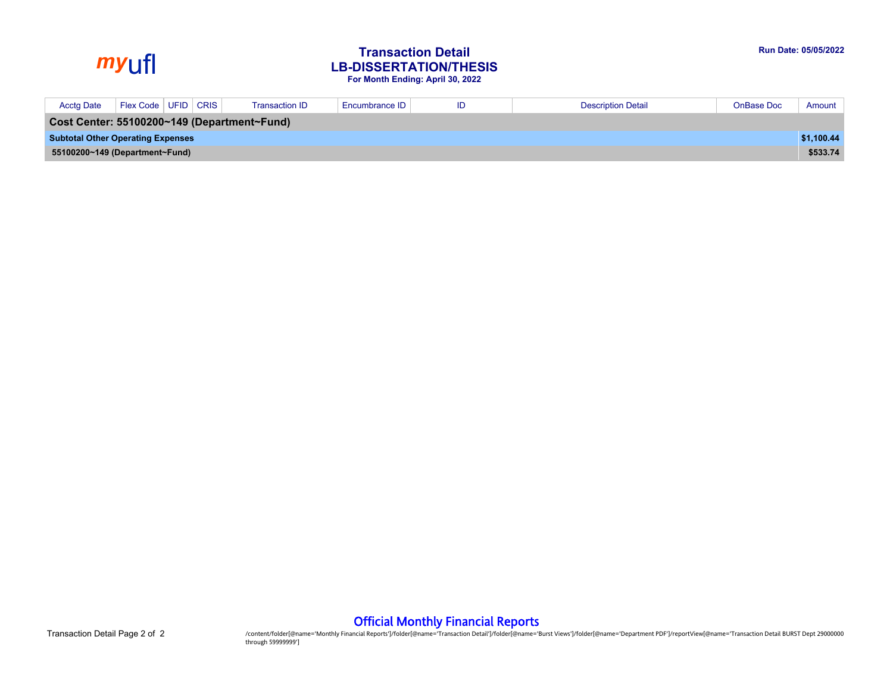# Transaction Detail
## LB-DISSERTATION/THESIS
**For Month Ending: April 30, 2022**

**Run Date: 05/05/2022**

| Acctg Date | Flex Code | UFID | CRIS | Transaction ID | Encumbrance ID | ID | Description Detail | OnBase Doc | Amount |
|---|---|---|---|---|---|---|---|---|---|
| **Cost Center: 55100200~149 (Department~Fund)** | | | | | | | | | |
| **Subtotal Other Operating Expenses** | | | | | | | | | **$1,100.44** |
| **55100200~149 (Department~Fund)** | | | | | | | | | **$533.74** |

**Official Monthly Financial Reports**

/content/folder[@name='Monthly Financial Reports']/folder[@name='Transaction Detail']/folder[@name='Burst Views']/folder[@name='Department PDF']/reportView[@name='Transaction Detail BURST Dept 29000000 through 59999999']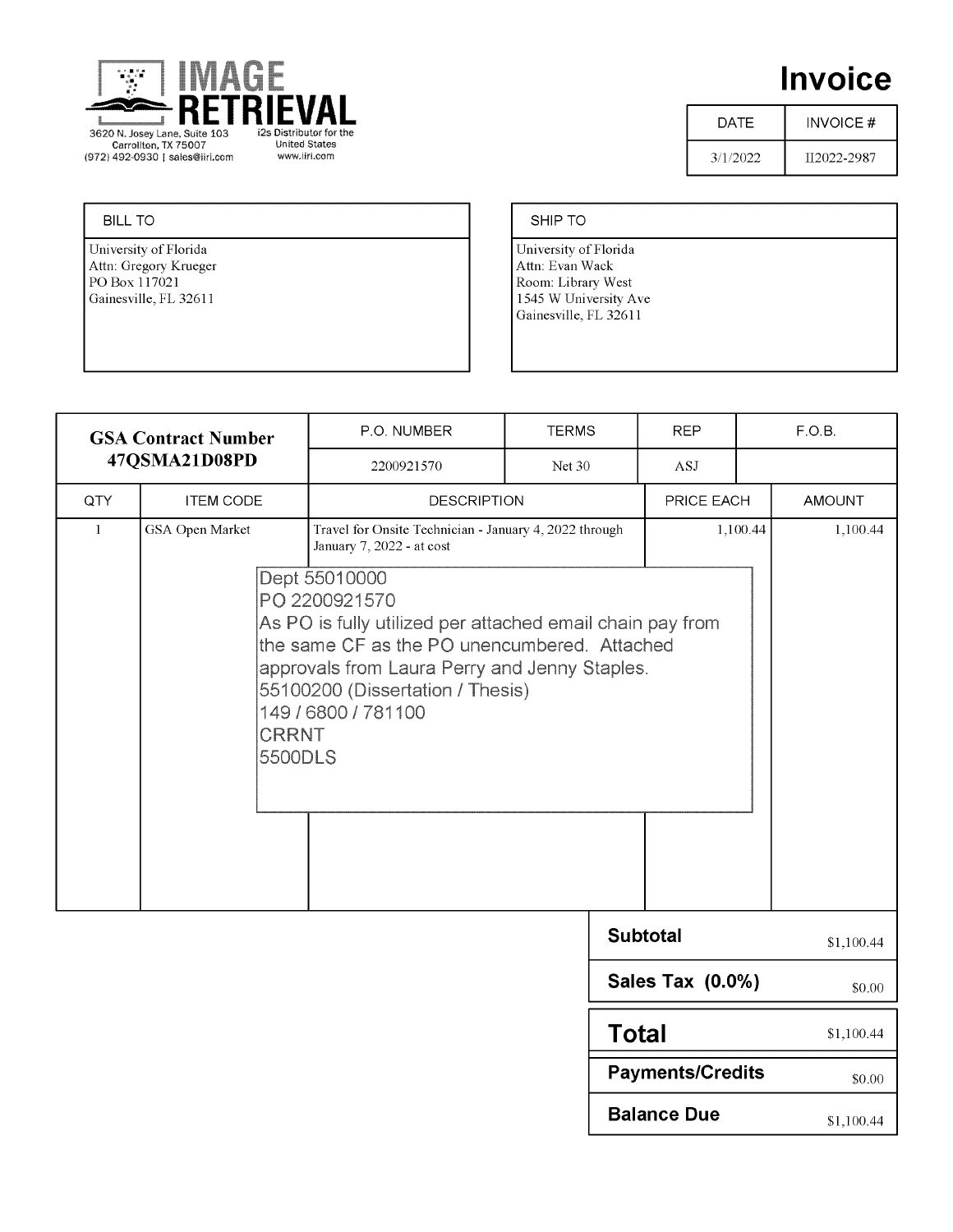IMAGE RETRIEVAL

3620 N. Josey Lane, Suite 103
Carrollton, TX 75007
(972) 492-0930 | sales@iiri.com

i2s Distributor for the United States
www.iiri.com

# Invoice

| DATE | INVOICE # |
|---|---|
| 3/1/2022 | II2022-2987 |

| BILL TO | SHIP TO |
|---|---|
| University of Florida<br>Attn: Gregory Krueger<br>PO Box 117021<br>Gainesville, FL 32611 | University of Florida<br>Attn: Evan Wack<br>Room: Library West<br>1545 W University Ave<br>Gainesville, FL 32611 |

| GSA Contract Number 47QSMA21D08PD | P.O. NUMBER | TERMS | REP | F.O.B. |
|---|---|---|---|---|
| | 2200921570 | Net 30 | ASJ | |

| QTY | ITEM CODE | DESCRIPTION | PRICE EACH | AMOUNT |
|---|---|---|---|---|
| 1 | GSA Open Market | Travel for Onsite Technician - January 4, 2022 through January 7, 2022 - at cost | 1,100.44 | 1,100.44 |

Dept 55010000
PO 2200921570
As PO is fully utilized per attached email chain pay from the same CF as the PO unencumbered. Attached approvals from Laura Perry and Jenny Staples.
55100200 (Dissertation / Thesis)
149 / 6800 / 781100
CRRNT
5500DLS

| | |
|---|---|
| **Subtotal** | $1,100.44 |
| **Sales Tax (0.0%)** | $0.00 |
| **Total** | $1,100.44 |
| **Payments/Credits** | $0.00 |
| **Balance Due** | $1,100.44 |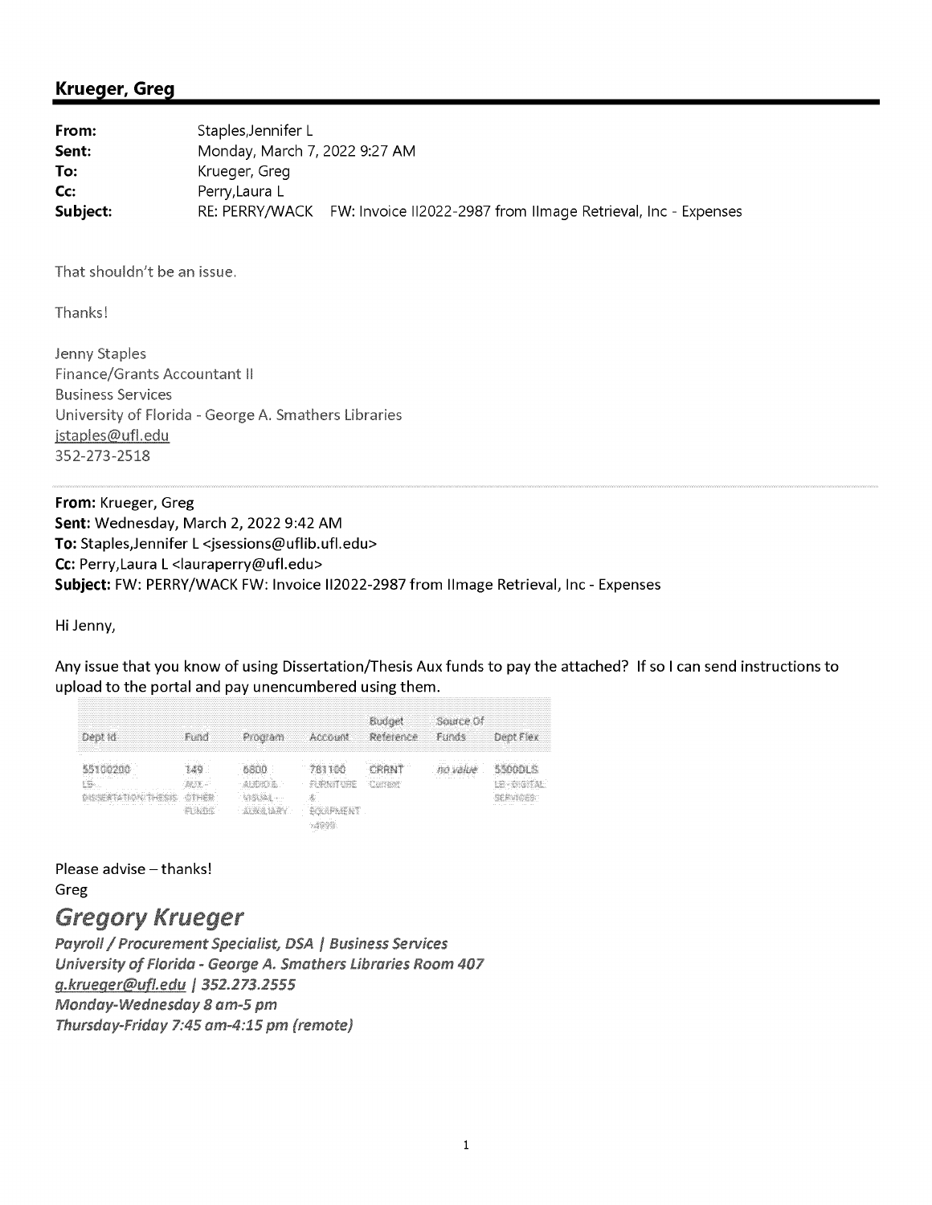## Krueger, Greg

**From:** Staples,Jennifer L
**Sent:** Monday, March 7, 2022 9:27 AM
**To:** Krueger, Greg
**Cc:** Perry,Laura L
**Subject:** RE: PERRY/WACK FW: Invoice II2022-2987 from IImage Retrieval, Inc - Expenses

That shouldn't be an issue.

Thanks!

Jenny Staples
Finance/Grants Accountant II
Business Services
University of Florida - George A. Smathers Libraries
jstaples@ufl.edu
352-273-2518

---

**From:** Krueger, Greg
**Sent:** Wednesday, March 2, 2022 9:42 AM
**To:** Staples,Jennifer L <jsessions@uflib.ufl.edu>
**Cc:** Perry,Laura L <lauraperry@ufl.edu>
**Subject:** FW: PERRY/WACK FW: Invoice II2022-2987 from IImage Retrieval, Inc - Expenses

Hi Jenny,

Any issue that you know of using Dissertation/Thesis Aux funds to pay the attached? If so I can send instructions to upload to the portal and pay unencumbered using them.

| Dept Id | Fund | Program | Account | Budget Reference | Source Of Funds | Dept Flex |
|---|---|---|---|---|---|---|
| 55100200 LS-DISSERTATION/THESIS | 149 AUX - OTHER FUNDS | 6800 AUDIO & VISUAL - AUXILIARY | 781100 FURNITURE & EQUIPMENT >4999 | CRRNT Current | no value | 5500DLS LS-DIGITAL SERVICES |

Please advise – thanks!
Greg

***Gregory Krueger***
***Payroll / Procurement Specialist, DSA | Business Services***
***University of Florida - George A. Smathers Libraries Room 407***
***g.krueger@ufl.edu | 352.273.2555***
***Monday-Wednesday 8 am-5 pm***
***Thursday-Friday 7:45 am-4:15 pm (remote)***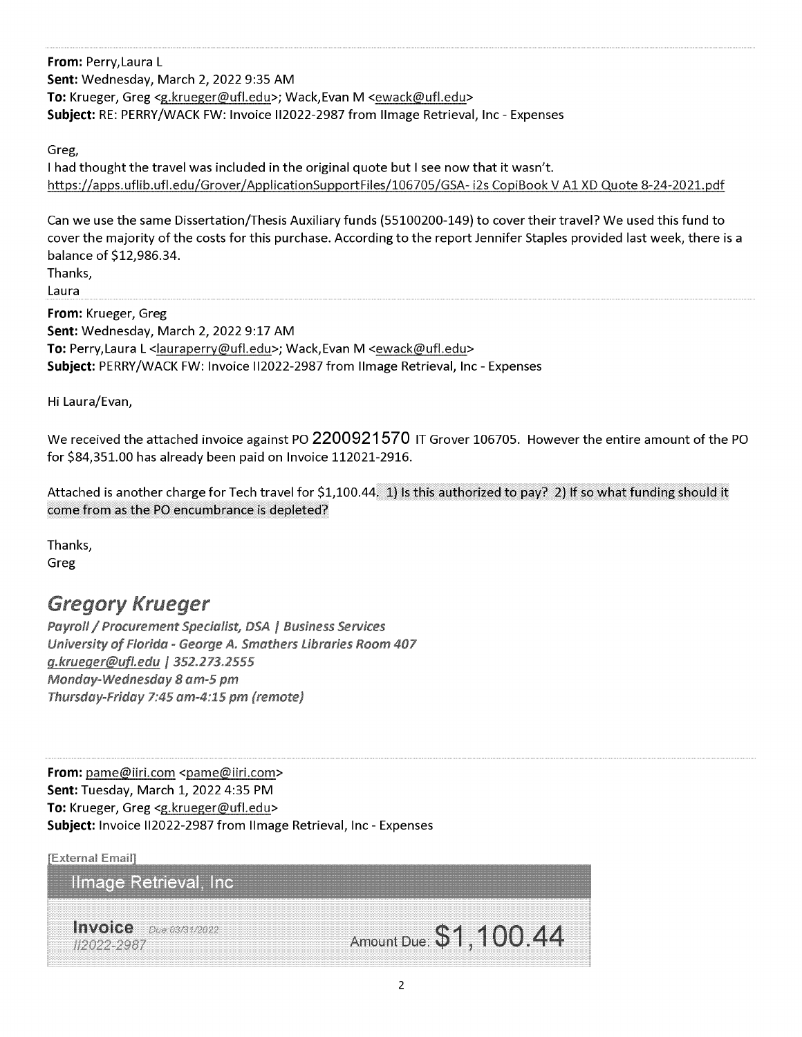**From:** Perry,Laura L
**Sent:** Wednesday, March 2, 2022 9:35 AM
**To:** Krueger, Greg <g.krueger@ufl.edu>; Wack,Evan M <ewack@ufl.edu>
**Subject:** RE: PERRY/WACK FW: Invoice II2022-2987 from IImage Retrieval, Inc - Expenses

Greg,
I had thought the travel was included in the original quote but I see now that it wasn't.
https://apps.uflib.ufl.edu/Grover/ApplicationSupportFiles/106705/GSA- i2s CopiBook V A1 XD Quote 8-24-2021.pdf

Can we use the same Dissertation/Thesis Auxiliary funds (55100200-149) to cover their travel? We used this fund to cover the majority of the costs for this purchase. According to the report Jennifer Staples provided last week, there is a balance of $12,986.34.
Thanks,
Laura

---

**From:** Krueger, Greg
**Sent:** Wednesday, March 2, 2022 9:17 AM
**To:** Perry,Laura L <lauraperry@ufl.edu>; Wack,Evan M <ewack@ufl.edu>
**Subject:** PERRY/WACK FW: Invoice II2022-2987 from IImage Retrieval, Inc - Expenses

Hi Laura/Evan,

We received the attached invoice against PO **2200921570** IT Grover 106705. However the entire amount of the PO for $84,351.00 has already been paid on Invoice II2021-2916.

Attached is another charge for Tech travel for $1,100.44. 1) Is this authorized to pay? 2) If so what funding should it come from as the PO encumbrance is depleted?

Thanks,
Greg

## *Gregory Krueger*

*Payroll / Procurement Specialist, DSA | Business Services*
*University of Florida - George A. Smathers Libraries Room 407*
*g.krueger@ufl.edu | 352.273.2555*
*Monday-Wednesday 8 am-5 pm*
*Thursday-Friday 7:45 am-4:15 pm (remote)*

---

**From:** pame@iiri.com <pame@iiri.com>
**Sent:** Tuesday, March 1, 2022 4:35 PM
**To:** Krueger, Greg <g.krueger@ufl.edu>
**Subject:** Invoice II2022-2987 from IImage Retrieval, Inc - Expenses

[External Email]

IImage Retrieval, Inc

**Invoice** Due 03/31/2022
II2022-2987

Amount Due: **$1,100.44**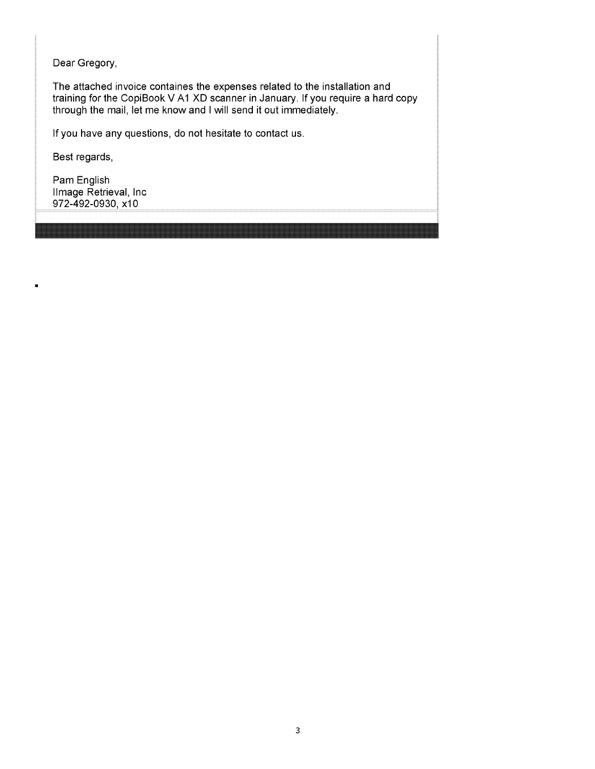Dear Gregory,

The attached invoice containes the expenses related to the installation and training for the CopiBook V A1 XD scanner in January. If you require a hard copy through the mail, let me know and I will send it out immediately.

If you have any questions, do not hesitate to contact us.

Best regards,

Pam English
IImage Retrieval, Inc
972-492-0930, x10